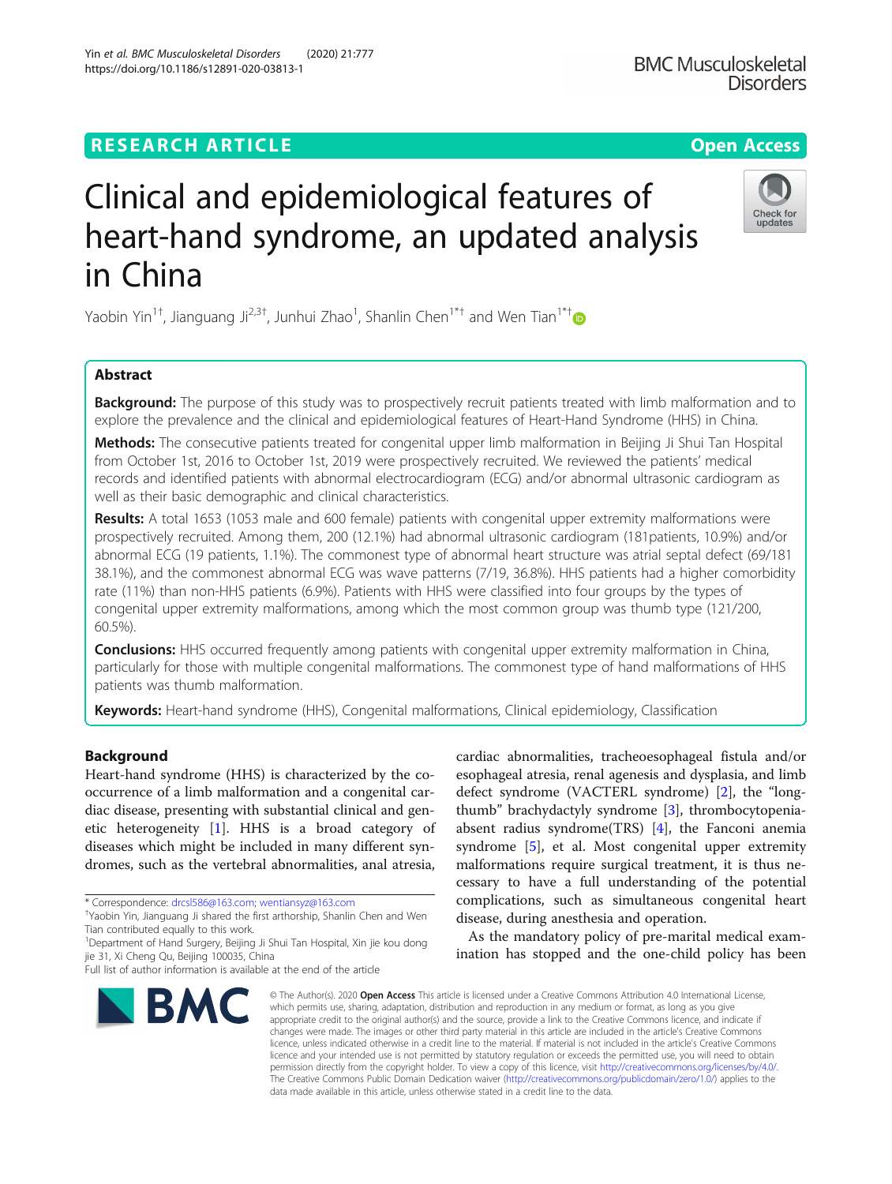RESEARCH ARTICLE

Open Access

# Clinical and epidemiological features of heart-hand syndrome, an updated analysis in China

Yaobin Yin[1†], Jianguang Ji[2,3†], Junhui Zhao[1], Shanlin Chen[1*†] and Wen Tian[1*†]

## Abstract

**Background:** The purpose of this study was to prospectively recruit patients treated with limb malformation and to explore the prevalence and the clinical and epidemiological features of Heart-Hand Syndrome (HHS) in China.

**Methods:** The consecutive patients treated for congenital upper limb malformation in Beijing Ji Shui Tan Hospital from October 1st, 2016 to October 1st, 2019 were prospectively recruited. We reviewed the patients' medical records and identified patients with abnormal electrocardiogram (ECG) and/or abnormal ultrasonic cardiogram as well as their basic demographic and clinical characteristics.

**Results:** A total 1653 (1053 male and 600 female) patients with congenital upper extremity malformations were prospectively recruited. Among them, 200 (12.1%) had abnormal ultrasonic cardiogram (181patients, 10.9%) and/or abnormal ECG (19 patients, 1.1%). The commonest type of abnormal heart structure was atrial septal defect (69/181 38.1%), and the commonest abnormal ECG was wave patterns (7/19, 36.8%). HHS patients had a higher comorbidity rate (11%) than non-HHS patients (6.9%). Patients with HHS were classified into four groups by the types of congenital upper extremity malformations, among which the most common group was thumb type (121/200, 60.5%).

**Conclusions:** HHS occurred frequently among patients with congenital upper extremity malformation in China, particularly for those with multiple congenital malformations. The commonest type of hand malformations of HHS patients was thumb malformation.

**Keywords:** Heart-hand syndrome (HHS), Congenital malformations, Clinical epidemiology, Classification

## Background

Heart-hand syndrome (HHS) is characterized by the co-occurrence of a limb malformation and a congenital cardiac disease, presenting with substantial clinical and genetic heterogeneity [1]. HHS is a broad category of diseases which might be included in many different syndromes, such as the vertebral abnormalities, anal atresia, cardiac abnormalities, tracheoesophageal fistula and/or esophageal atresia, renal agenesis and dysplasia, and limb defect syndrome (VACTERL syndrome) [2], the "long-thumb" brachydactyly syndrome [3], thrombocytopenia-absent radius syndrome(TRS) [4], the Fanconi anemia syndrome [5], et al. Most congenital upper extremity malformations require surgical treatment, it is thus necessary to have a full understanding of the potential complications, such as simultaneous congenital heart disease, during anesthesia and operation.

As the mandatory policy of pre-marital medical examination has stopped and the one-child policy has been

\* Correspondence: drcsl586@163.com; wentiansyz@163.com

†Yaobin Yin, Jianguang Ji shared the first arthorship, Shanlin Chen and Wen Tian contributed equally to this work.

[1]Department of Hand Surgery, Beijing Ji Shui Tan Hospital, Xin jie kou dong jie 31, Xi Cheng Qu, Beijing 100035, China

Full list of author information is available at the end of the article

© The Author(s). 2020 **Open Access** This article is licensed under a Creative Commons Attribution 4.0 International License, which permits use, sharing, adaptation, distribution and reproduction in any medium or format, as long as you give appropriate credit to the original author(s) and the source, provide a link to the Creative Commons licence, and indicate if changes were made. The images or other third party material in this article are included in the article's Creative Commons licence, unless indicated otherwise in a credit line to the material. If material is not included in the article's Creative Commons licence and your intended use is not permitted by statutory regulation or exceeds the permitted use, you will need to obtain permission directly from the copyright holder. To view a copy of this licence, visit http://creativecommons.org/licenses/by/4.0/. The Creative Commons Public Domain Dedication waiver (http://creativecommons.org/publicdomain/zero/1.0/) applies to the data made available in this article, unless otherwise stated in a credit line to the data.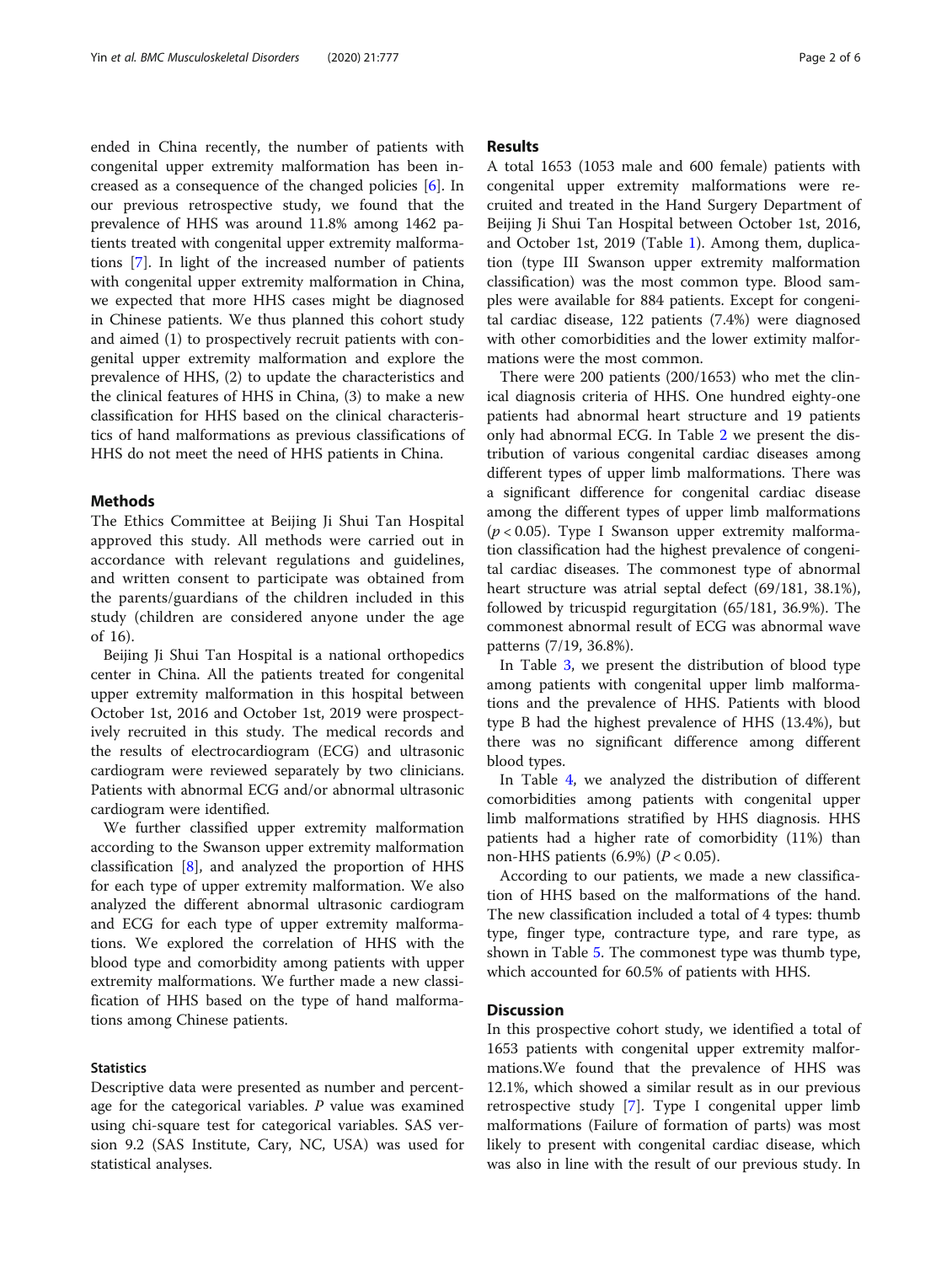ended in China recently, the number of patients with congenital upper extremity malformation has been increased as a consequence of the changed policies [6]. In our previous retrospective study, we found that the prevalence of HHS was around 11.8% among 1462 patients treated with congenital upper extremity malformations [7]. In light of the increased number of patients with congenital upper extremity malformation in China, we expected that more HHS cases might be diagnosed in Chinese patients. We thus planned this cohort study and aimed (1) to prospectively recruit patients with congenital upper extremity malformation and explore the prevalence of HHS, (2) to update the characteristics and the clinical features of HHS in China, (3) to make a new classification for HHS based on the clinical characteristics of hand malformations as previous classifications of HHS do not meet the need of HHS patients in China.

## Methods

The Ethics Committee at Beijing Ji Shui Tan Hospital approved this study. All methods were carried out in accordance with relevant regulations and guidelines, and written consent to participate was obtained from the parents/guardians of the children included in this study (children are considered anyone under the age of 16).

Beijing Ji Shui Tan Hospital is a national orthopedics center in China. All the patients treated for congenital upper extremity malformation in this hospital between October 1st, 2016 and October 1st, 2019 were prospectively recruited in this study. The medical records and the results of electrocardiogram (ECG) and ultrasonic cardiogram were reviewed separately by two clinicians. Patients with abnormal ECG and/or abnormal ultrasonic cardiogram were identified.

We further classified upper extremity malformation according to the Swanson upper extremity malformation classification [8], and analyzed the proportion of HHS for each type of upper extremity malformation. We also analyzed the different abnormal ultrasonic cardiogram and ECG for each type of upper extremity malformations. We explored the correlation of HHS with the blood type and comorbidity among patients with upper extremity malformations. We further made a new classification of HHS based on the type of hand malformations among Chinese patients.

### Statistics

Descriptive data were presented as number and percentage for the categorical variables. *P* value was examined using chi-square test for categorical variables. SAS version 9.2 (SAS Institute, Cary, NC, USA) was used for statistical analyses.

## Results

A total 1653 (1053 male and 600 female) patients with congenital upper extremity malformations were recruited and treated in the Hand Surgery Department of Beijing Ji Shui Tan Hospital between October 1st, 2016, and October 1st, 2019 (Table 1). Among them, duplication (type III Swanson upper extremity malformation classification) was the most common type. Blood samples were available for 884 patients. Except for congenital cardiac disease, 122 patients (7.4%) were diagnosed with other comorbidities and the lower extimity malformations were the most common.

There were 200 patients (200/1653) who met the clinical diagnosis criteria of HHS. One hundred eighty-one patients had abnormal heart structure and 19 patients only had abnormal ECG. In Table 2 we present the distribution of various congenital cardiac diseases among different types of upper limb malformations. There was a significant difference for congenital cardiac disease among the different types of upper limb malformations ($p < 0.05$). Type I Swanson upper extremity malformation classification had the highest prevalence of congenital cardiac diseases. The commonest type of abnormal heart structure was atrial septal defect (69/181, 38.1%), followed by tricuspid regurgitation (65/181, 36.9%). The commonest abnormal result of ECG was abnormal wave patterns (7/19, 36.8%).

In Table 3, we present the distribution of blood type among patients with congenital upper limb malformations and the prevalence of HHS. Patients with blood type B had the highest prevalence of HHS (13.4%), but there was no significant difference among different blood types.

In Table 4, we analyzed the distribution of different comorbidities among patients with congenital upper limb malformations stratified by HHS diagnosis. HHS patients had a higher rate of comorbidity (11%) than non-HHS patients (6.9%) ($P < 0.05$).

According to our patients, we made a new classification of HHS based on the malformations of the hand. The new classification included a total of 4 types: thumb type, finger type, contracture type, and rare type, as shown in Table 5. The commonest type was thumb type, which accounted for 60.5% of patients with HHS.

## Discussion

In this prospective cohort study, we identified a total of 1653 patients with congenital upper extremity malformations.We found that the prevalence of HHS was 12.1%, which showed a similar result as in our previous retrospective study [7]. Type I congenital upper limb malformations (Failure of formation of parts) was most likely to present with congenital cardiac disease, which was also in line with the result of our previous study. In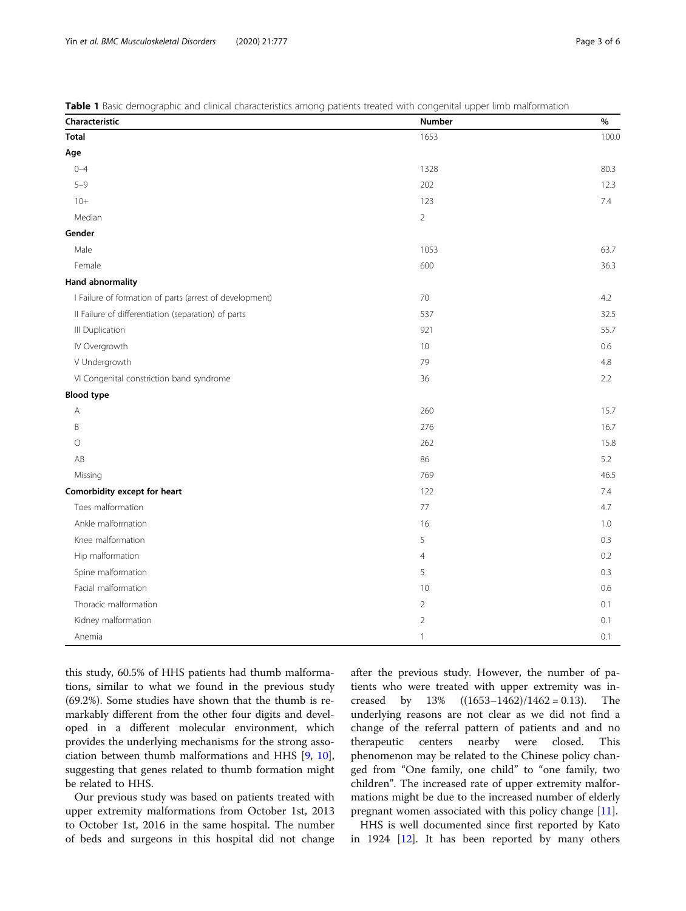**Table 1** Basic demographic and clinical characteristics among patients treated with congenital upper limb malformation

| Characteristic | Number | % |
|---|---|---|
| **Total** | 1653 | 100.0 |
| **Age** | | |
| 0–4 | 1328 | 80.3 |
| 5–9 | 202 | 12.3 |
| 10+ | 123 | 7.4 |
| Median | 2 | |
| **Gender** | | |
| Male | 1053 | 63.7 |
| Female | 600 | 36.3 |
| **Hand abnormality** | | |
| I Failure of formation of parts (arrest of development) | 70 | 4.2 |
| II Failure of differentiation (separation) of parts | 537 | 32.5 |
| III Duplication | 921 | 55.7 |
| IV Overgrowth | 10 | 0.6 |
| V Undergrowth | 79 | 4.8 |
| VI Congenital constriction band syndrome | 36 | 2.2 |
| **Blood type** | | |
| A | 260 | 15.7 |
| B | 276 | 16.7 |
| O | 262 | 15.8 |
| AB | 86 | 5.2 |
| Missing | 769 | 46.5 |
| **Comorbidity except for heart** | 122 | 7.4 |
| Toes malformation | 77 | 4.7 |
| Ankle malformation | 16 | 1.0 |
| Knee malformation | 5 | 0.3 |
| Hip malformation | 4 | 0.2 |
| Spine malformation | 5 | 0.3 |
| Facial malformation | 10 | 0.6 |
| Thoracic malformation | 2 | 0.1 |
| Kidney malformation | 2 | 0.1 |
| Anemia | 1 | 0.1 |

this study, 60.5% of HHS patients had thumb malformations, similar to what we found in the previous study (69.2%). Some studies have shown that the thumb is remarkably different from the other four digits and developed in a different molecular environment, which provides the underlying mechanisms for the strong association between thumb malformations and HHS [9, 10], suggesting that genes related to thumb formation might be related to HHS.

Our previous study was based on patients treated with upper extremity malformations from October 1st, 2013 to October 1st, 2016 in the same hospital. The number of beds and surgeons in this hospital did not change after the previous study. However, the number of patients who were treated with upper extremity was increased by 13% $((1653–1462)/1462 = 0.13)$. The underlying reasons are not clear as we did not find a change of the referral pattern of patients and and no therapeutic centers nearby were closed. This phenomenon may be related to the Chinese policy changed from "One family, one child" to "one family, two children". The increased rate of upper extremity malformations might be due to the increased number of elderly pregnant women associated with this policy change [11].

HHS is well documented since first reported by Kato in 1924 [12]. It has been reported by many others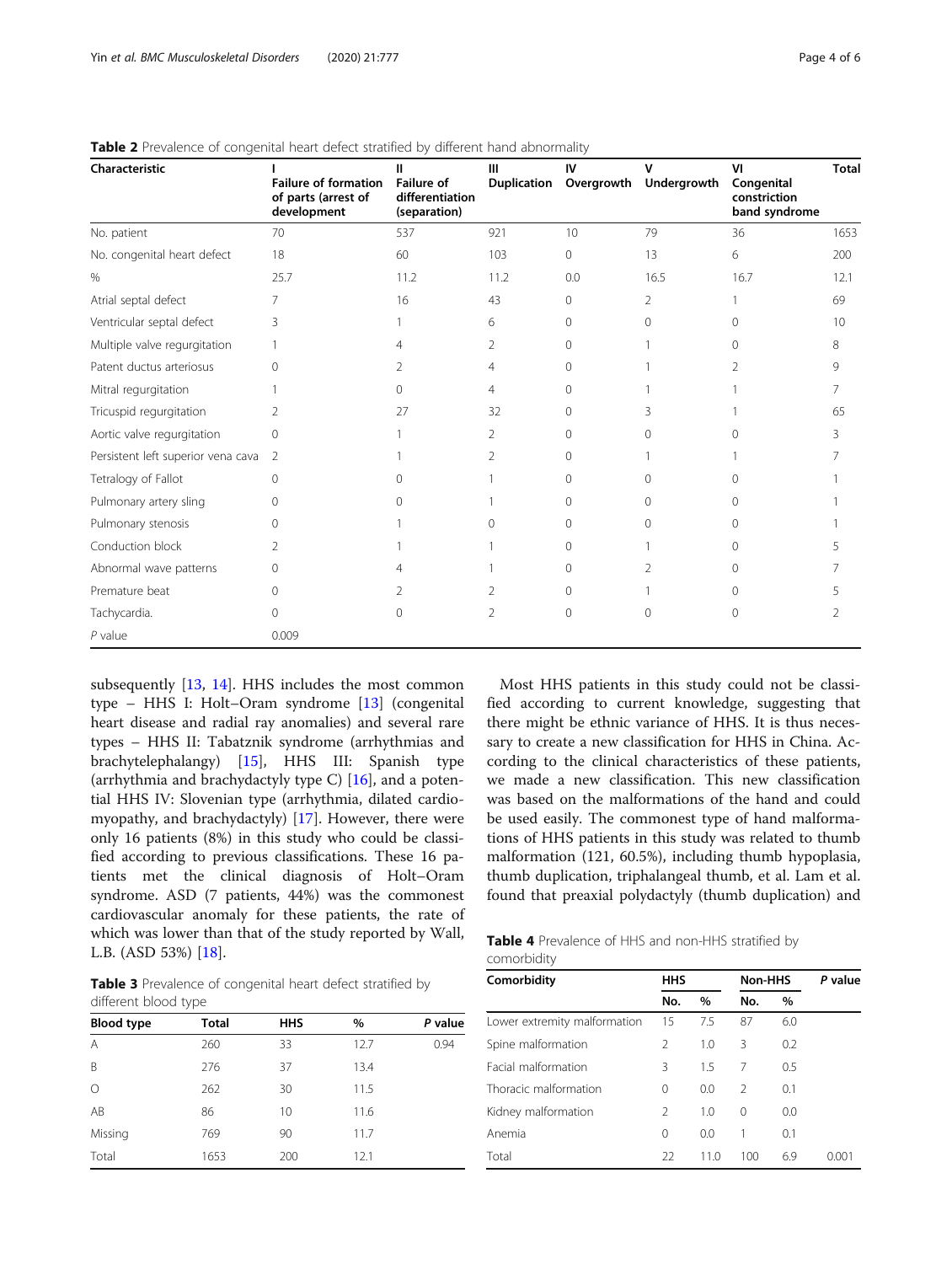**Table 2** Prevalence of congenital heart defect stratified by different hand abnormality

| Characteristic | I Failure of formation of parts (arrest of development | II Failure of differentiation (separation) | III Duplication | IV Overgrowth | V Undergrowth | VI Congenital constriction band syndrome | Total |
|---|---|---|---|---|---|---|---|
| No. patient | 70 | 537 | 921 | 10 | 79 | 36 | 1653 |
| No. congenital heart defect | 18 | 60 | 103 | 0 | 13 | 6 | 200 |
| % | 25.7 | 11.2 | 11.2 | 0.0 | 16.5 | 16.7 | 12.1 |
| Atrial septal defect | 7 | 16 | 43 | 0 | 2 | 1 | 69 |
| Ventricular septal defect | 3 | 1 | 6 | 0 | 0 | 0 | 10 |
| Multiple valve regurgitation | 1 | 4 | 2 | 0 | 1 | 0 | 8 |
| Patent ductus arteriosus | 0 | 2 | 4 | 0 | 1 | 2 | 9 |
| Mitral regurgitation | 1 | 0 | 4 | 0 | 1 | 1 | 7 |
| Tricuspid regurgitation | 2 | 27 | 32 | 0 | 3 | 1 | 65 |
| Aortic valve regurgitation | 0 | 1 | 2 | 0 | 0 | 0 | 3 |
| Persistent left superior vena cava | 2 | 1 | 2 | 0 | 1 | 1 | 7 |
| Tetralogy of Fallot | 0 | 0 | 1 | 0 | 0 | 0 | 1 |
| Pulmonary artery sling | 0 | 0 | 1 | 0 | 0 | 0 | 1 |
| Pulmonary stenosis | 0 | 1 | 0 | 0 | 0 | 0 | 1 |
| Conduction block | 2 | 1 | 1 | 0 | 1 | 0 | 5 |
| Abnormal wave patterns | 0 | 4 | 1 | 0 | 2 | 0 | 7 |
| Premature beat | 0 | 2 | 2 | 0 | 1 | 0 | 5 |
| Tachycardia. | 0 | 0 | 2 | 0 | 0 | 0 | 2 |
| *P* value | 0.009 | | | | | | |

subsequently [13, 14]. HHS includes the most common type – HHS I: Holt–Oram syndrome [13] (congenital heart disease and radial ray anomalies) and several rare types – HHS II: Tabatznik syndrome (arrhythmias and brachytelephalangy) [15], HHS III: Spanish type (arrhythmia and brachydactyly type C) [16], and a potential HHS IV: Slovenian type (arrhythmia, dilated cardiomyopathy, and brachydactyly) [17]. However, there were only 16 patients (8%) in this study who could be classified according to previous classifications. These 16 patients met the clinical diagnosis of Holt–Oram syndrome. ASD (7 patients, 44%) was the commonest cardiovascular anomaly for these patients, the rate of which was lower than that of the study reported by Wall, L.B. (ASD 53%) [18].

**Table 3** Prevalence of congenital heart defect stratified by different blood type

| Blood type | Total | HHS | % | *P* value |
|---|---|---|---|---|
| A | 260 | 33 | 12.7 | 0.94 |
| B | 276 | 37 | 13.4 | |
| O | 262 | 30 | 11.5 | |
| AB | 86 | 10 | 11.6 | |
| Missing | 769 | 90 | 11.7 | |
| Total | 1653 | 200 | 12.1 | |

Most HHS patients in this study could not be classified according to current knowledge, suggesting that there might be ethnic variance of HHS. It is thus necessary to create a new classification for HHS in China. According to the clinical characteristics of these patients, we made a new classification. This new classification was based on the malformations of the hand and could be used easily. The commonest type of hand malformations of HHS patients in this study was related to thumb malformation (121, 60.5%), including thumb hypoplasia, thumb duplication, triphalangeal thumb, et al. Lam et al. found that preaxial polydactyly (thumb duplication) and

**Table 4** Prevalence of HHS and non-HHS stratified by comorbidity

| Comorbidity | HHS | | Non-HHS | | *P* value |
|---|---|---|---|---|---|
| | No. | % | No. | % | |
| Lower extremity malformation | 15 | 7.5 | 87 | 6.0 | |
| Spine malformation | 2 | 1.0 | 3 | 0.2 | |
| Facial malformation | 3 | 1.5 | 7 | 0.5 | |
| Thoracic malformation | 0 | 0.0 | 2 | 0.1 | |
| Kidney malformation | 2 | 1.0 | 0 | 0.0 | |
| Anemia | 0 | 0.0 | 1 | 0.1 | |
| Total | 22 | 11.0 | 100 | 6.9 | 0.001 |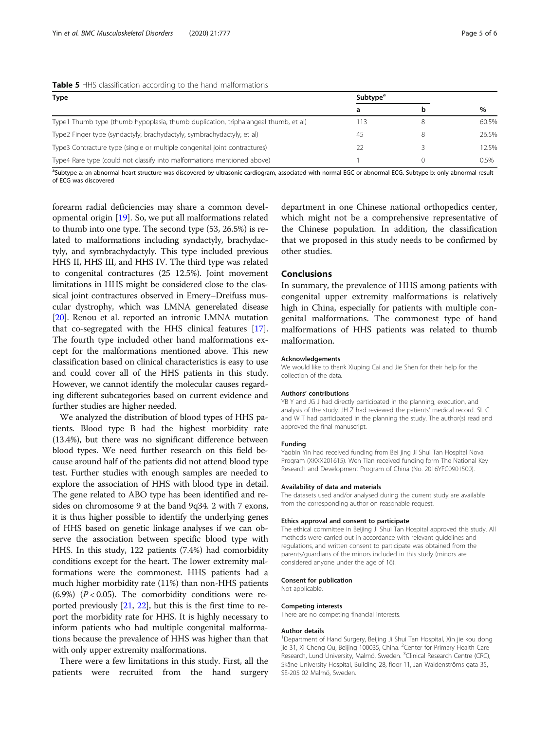**Table 5** HHS classification according to the hand malformations

| Type | Subtype[a] | | |
|---|---|---|---|
| | a | b | % |
| Type1 Thumb type (thumb hypoplasia, thumb duplication, triphalangeal thumb, et al) | 113 | 8 | 60.5% |
| Type2 Finger type (syndactyly, brachydactyly, symbrachydactyly, et al) | 45 | 8 | 26.5% |
| Type3 Contracture type (single or multiple congenital joint contractures) | 22 | 3 | 12.5% |
| Type4 Rare type (could not classify into malformations mentioned above) | 1 | 0 | 0.5% |

[a]Subtype a: an abnormal heart structure was discovered by ultrasonic cardiogram, associated with normal EGC or abnormal ECG. Subtype b: only abnormal result of ECG was discovered

forearm radial deficiencies may share a common developmental origin [19]. So, we put all malformations related to thumb into one type. The second type (53, 26.5%) is related to malformations including syndactyly, brachydactyly, and symbrachydactyly. This type included previous HHS II, HHS III, and HHS IV. The third type was related to congenital contractures (25 12.5%). Joint movement limitations in HHS might be considered close to the classical joint contractures observed in Emery–Dreifuss muscular dystrophy, which was LMNA generelated disease [20]. Renou et al. reported an intronic LMNA mutation that co-segregated with the HHS clinical features [17]. The fourth type included other hand malformations except for the malformations mentioned above. This new classification based on clinical characteristics is easy to use and could cover all of the HHS patients in this study. However, we cannot identify the molecular causes regarding different subcategories based on current evidence and further studies are higher needed.

We analyzed the distribution of blood types of HHS patients. Blood type B had the highest morbidity rate (13.4%), but there was no significant difference between blood types. We need further research on this field because around half of the patients did not attend blood type test. Further studies with enough samples are needed to explore the association of HHS with blood type in detail. The gene related to ABO type has been identified and resides on chromosome 9 at the band 9q34. 2 with 7 exons, it is thus higher possible to identify the underlying genes of HHS based on genetic linkage analyses if we can observe the association between specific blood type with HHS. In this study, 122 patients (7.4%) had comorbidity conditions except for the heart. The lower extremity malformations were the commonest. HHS patients had a much higher morbidity rate (11%) than non-HHS patients (6.9%) ($P < 0.05$). The comorbidity conditions were reported previously [21, 22], but this is the first time to report the morbidity rate for HHS. It is highly necessary to inform patients who had multiple congenital malformations because the prevalence of HHS was higher than that with only upper extremity malformations.

There were a few limitations in this study. First, all the patients were recruited from the hand surgery department in one Chinese national orthopedics center, which might not be a comprehensive representative of the Chinese population. In addition, the classification that we proposed in this study needs to be confirmed by other studies.

## Conclusions

In summary, the prevalence of HHS among patients with congenital upper extremity malformations is relatively high in China, especially for patients with multiple congenital malformations. The commonest type of hand malformations of HHS patients was related to thumb malformation.

#### Acknowledgements

We would like to thank Xiuping Cai and Jie Shen for their help for the collection of the data.

#### Authors' contributions

YB Y and JG J had directly participated in the planning, execution, and analysis of the study. JH Z had reviewed the patients' medical record. SL C and W T had participated in the planning the study. The author(s) read and approved the final manuscript.

#### Funding

Yaobin Yin had received funding from Bei jing Ji Shui Tan Hospital Nova Program (XKXX201615). Wen Tian received funding form The National Key Research and Development Program of China (No. 2016YFC0901500).

#### Availability of data and materials

The datasets used and/or analysed during the current study are available from the corresponding author on reasonable request.

#### Ethics approval and consent to participate

The ethical committee in Beijing Ji Shui Tan Hospital approved this study. All methods were carried out in accordance with relevant guidelines and regulations, and written consent to participate was obtained from the parents/guardians of the minors included in this study (minors are considered anyone under the age of 16).

#### Consent for publication

Not applicable.

#### Competing interests

There are no competing financial interests.

#### Author details

[1]Department of Hand Surgery, Beijing Ji Shui Tan Hospital, Xin jie kou dong jie 31, Xi Cheng Qu, Beijing 100035, China. [2]Center for Primary Health Care Research, Lund University, Malmö, Sweden. [3]Clinical Research Centre (CRC), Skåne University Hospital, Building 28, floor 11, Jan Waldenströms gata 35, SE-205 02 Malmö, Sweden.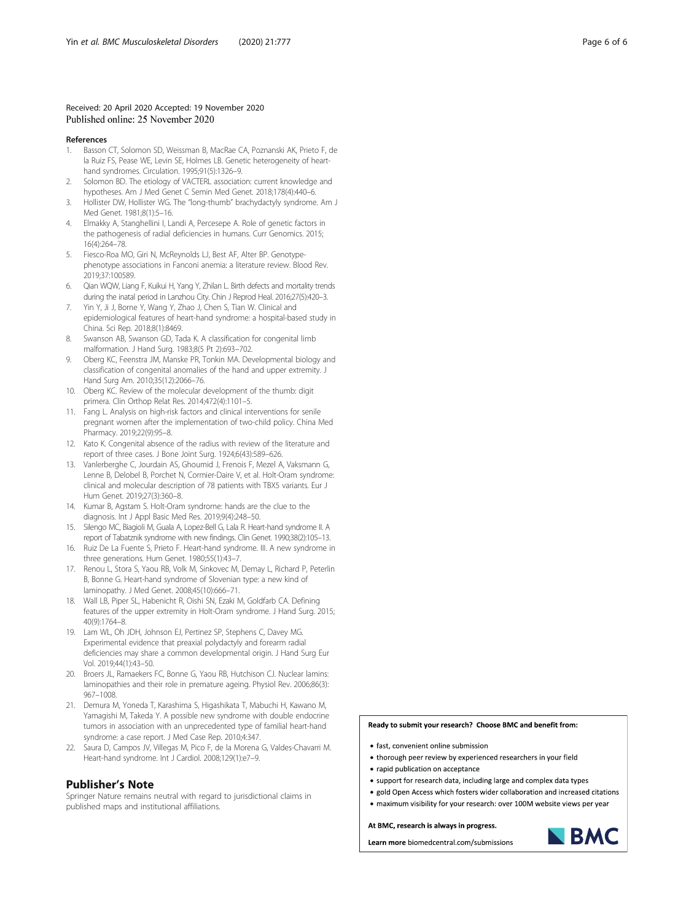Received: 20 April 2020 Accepted: 19 November 2020
Published online: 25 November 2020

## References

1. Basson CT, Solomon SD, Weissman B, MacRae CA, Poznanski AK, Prieto F, de la Ruiz FS, Pease WE, Levin SE, Holmes LB. Genetic heterogeneity of heart-hand syndromes. Circulation. 1995;91(5):1326–9.
2. Solomon BD. The etiology of VACTERL association: current knowledge and hypotheses. Am J Med Genet C Semin Med Genet. 2018;178(4):440–6.
3. Hollister DW, Hollister WG. The "long-thumb" brachydactyly syndrome. Am J Med Genet. 1981;8(1):5–16.
4. Elmakky A, Stanghellini I, Landi A, Percesepe A. Role of genetic factors in the pathogenesis of radial deficiencies in humans. Curr Genomics. 2015; 16(4):264–78.
5. Fiesco-Roa MO, Giri N, McReynolds LJ, Best AF, Alter BP. Genotype-phenotype associations in Fanconi anemia: a literature review. Blood Rev. 2019;37:100589.
6. Qian WQW, Liang F, Kuikui H, Yang Y, Zhilan L. Birth defects and mortality trends during the inatal period in Lanzhou City. Chin J Reprod Heal. 2016;27(5):420–3.
7. Yin Y, Ji J, Borne Y, Wang Y, Zhao J, Chen S, Tian W. Clinical and epidemiological features of heart-hand syndrome: a hospital-based study in China. Sci Rep. 2018;8(1):8469.
8. Swanson AB, Swanson GD, Tada K. A classification for congenital limb malformation. J Hand Surg. 1983;8(5 Pt 2):693–702.
9. Oberg KC, Feenstra JM, Manske PR, Tonkin MA. Developmental biology and classification of congenital anomalies of the hand and upper extremity. J Hand Surg Am. 2010;35(12):2066–76.
10. Oberg KC. Review of the molecular development of the thumb: digit primera. Clin Orthop Relat Res. 2014;472(4):1101–5.
11. Fang L. Analysis on high-risk factors and clinical interventions for senile pregnant women after the implementation of two-child policy. China Med Pharmacy. 2019;22(9):95–8.
12. Kato K. Congenital absence of the radius with review of the literature and report of three cases. J Bone Joint Surg. 1924;6(43):589–626.
13. Vanlerberghe C, Jourdain AS, Ghoumid J, Frenois F, Mezel A, Vaksmann G, Lenne B, Delobel B, Porchet N, Cormier-Daire V, et al. Holt-Oram syndrome: clinical and molecular description of 78 patients with TBX5 variants. Eur J Hum Genet. 2019;27(3):360–8.
14. Kumar B, Agstam S. Holt-Oram syndrome: hands are the clue to the diagnosis. Int J Appl Basic Med Res. 2019;9(4):248–50.
15. Silengo MC, Biagioli M, Guala A, Lopez-Bell G, Lala R. Heart-hand syndrome II. A report of Tabatznik syndrome with new findings. Clin Genet. 1990;38(2):105–13.
16. Ruiz De La Fuente S, Prieto F. Heart-hand syndrome. III. A new syndrome in three generations. Hum Genet. 1980;55(1):43–7.
17. Renou L, Stora S, Yaou RB, Volk M, Sinkovec M, Demay L, Richard P, Peterlin B, Bonne G. Heart-hand syndrome of Slovenian type: a new kind of laminopathy. J Med Genet. 2008;45(10):666–71.
18. Wall LB, Piper SL, Habenicht R, Oishi SN, Ezaki M, Goldfarb CA. Defining features of the upper extremity in Holt-Oram syndrome. J Hand Surg. 2015; 40(9):1764–8.
19. Lam WL, Oh JDH, Johnson EJ, Pertinez SP, Stephens C, Davey MG. Experimental evidence that preaxial polydactyly and forearm radial deficiencies may share a common developmental origin. J Hand Surg Eur Vol. 2019;44(1):43–50.
20. Broers JL, Ramaekers FC, Bonne G, Yaou RB, Hutchison CJ. Nuclear lamins: laminopathies and their role in premature ageing. Physiol Rev. 2006;86(3): 967–1008.
21. Demura M, Yoneda T, Karashima S, Higashikata T, Mabuchi H, Kawano M, Yamagishi M, Takeda Y. A possible new syndrome with double endocrine tumors in association with an unprecedented type of familial heart-hand syndrome: a case report. J Med Case Rep. 2010;4:347.
22. Saura D, Campos JV, Villegas M, Pico F, de la Morena G, Valdes-Chavarri M. Heart-hand syndrome. Int J Cardiol. 2008;129(1):e7–9.

## Publisher's Note

Springer Nature remains neutral with regard to jurisdictional claims in published maps and institutional affiliations.

**Ready to submit your research? Choose BMC and benefit from:**

- fast, convenient online submission
- thorough peer review by experienced researchers in your field
- rapid publication on acceptance
- support for research data, including large and complex data types
- gold Open Access which fosters wider collaboration and increased citations
- maximum visibility for your research: over 100M website views per year

**At BMC, research is always in progress.**

**Learn more** biomedcentral.com/submissions